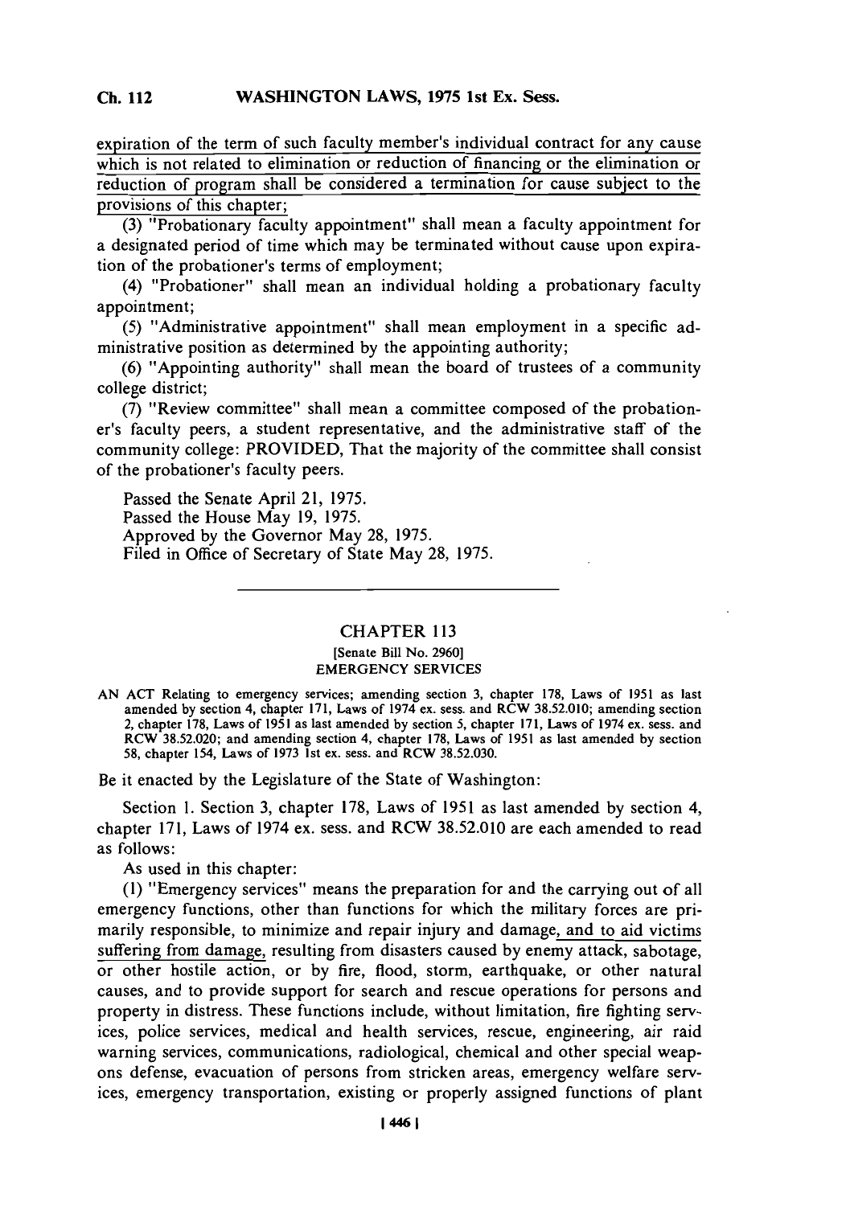expiration of the term of such faculty member's individual contract for any cause which is not related to elimination or reduction of financing or the elimination or reduction of program shall be considered a termination for cause subject to the provisions of this chapter;

(3) "Probationary faculty appointment" shall mean a faculty appointment for a designated period of time which may be terminated without cause upon expiration of the probationer's terms of employment;

(4) "Probationer" shall mean an individual holding a probationary faculty appointment;

(5) "Administrative appointment" shall mean employment in a specific administrative position as determined by the appointing authority;

(6) "Appointing authority" shall mean the board of trustees of a community college district;

(7) "Review committee" shall mean a committee composed of the probationer's faculty peers, a student representative, and the administrative staff of the community college: PROVIDED, That the majority of the committee shall consist of the probationer's faculty peers.

Passed the Senate April 21, 1975.
Passed the House May 19, 1975.
Approved by the Governor May 28, 1975.
Filed in Office of Secretary of State May 28, 1975.

---

## CHAPTER 113

[Senate Bill No. 2960]

EMERGENCY SERVICES

AN ACT Relating to emergency services; amending section 3, chapter 178, Laws of 1951 as last amended by section 4, chapter 171, Laws of 1974 ex. sess. and RCW 38.52.010; amending section 2, chapter 178, Laws of 1951 as last amended by section 5, chapter 171, Laws of 1974 ex. sess. and RCW 38.52.020; and amending section 4, chapter 178, Laws of 1951 as last amended by section 58, chapter 154, Laws of 1973 1st ex. sess. and RCW 38.52.030.

Be it enacted by the Legislature of the State of Washington:

Section 1. Section 3, chapter 178, Laws of 1951 as last amended by section 4, chapter 171, Laws of 1974 ex. sess. and RCW 38.52.010 are each amended to read as follows:

As used in this chapter:

(1) "Emergency services" means the preparation for and the carrying out of all emergency functions, other than functions for which the military forces are primarily responsible, to minimize and repair injury and damage, and to aid victims suffering from damage, resulting from disasters caused by enemy attack, sabotage, or other hostile action, or by fire, flood, storm, earthquake, or other natural causes, and to provide support for search and rescue operations for persons and property in distress. These functions include, without limitation, fire fighting services, police services, medical and health services, rescue, engineering, air raid warning services, communications, radiological, chemical and other special weapons defense, evacuation of persons from stricken areas, emergency welfare services, emergency transportation, existing or properly assigned functions of plant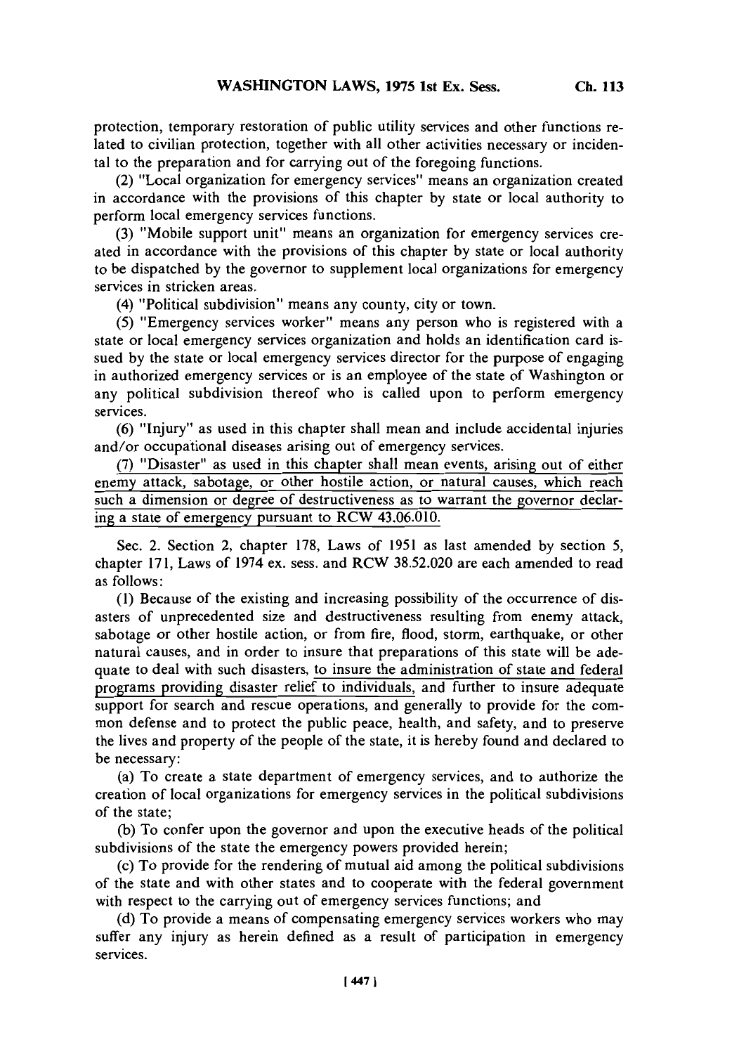protection, temporary restoration of public utility services and other functions related to civilian protection, together with all other activities necessary or incidental to the preparation and for carrying out of the foregoing functions.

(2) "Local organization for emergency services" means an organization created in accordance with the provisions of this chapter by state or local authority to perform local emergency services functions.

(3) "Mobile support unit" means an organization for emergency services created in accordance with the provisions of this chapter by state or local authority to be dispatched by the governor to supplement local organizations for emergency services in stricken areas.

(4) "Political subdivision" means any county, city or town.

(5) "Emergency services worker" means any person who is registered with a state or local emergency services organization and holds an identification card issued by the state or local emergency services director for the purpose of engaging in authorized emergency services or is an employee of the state of Washington or any political subdivision thereof who is called upon to perform emergency services.

(6) "Injury" as used in this chapter shall mean and include accidental injuries and/or occupational diseases arising out of emergency services.

(7) "Disaster" as used in this chapter shall mean events, arising out of either enemy attack, sabotage, or other hostile action, or natural causes, which reach such a dimension or degree of destructiveness as to warrant the governor declaring a state of emergency pursuant to RCW 43.06.010.

Sec. 2. Section 2, chapter 178, Laws of 1951 as last amended by section 5, chapter 171, Laws of 1974 ex. sess. and RCW 38.52.020 are each amended to read as follows:

(1) Because of the existing and increasing possibility of the occurrence of disasters of unprecedented size and destructiveness resulting from enemy attack, sabotage or other hostile action, or from fire, flood, storm, earthquake, or other natural causes, and in order to insure that preparations of this state will be adequate to deal with such disasters, to insure the administration of state and federal programs providing disaster relief to individuals, and further to insure adequate support for search and rescue operations, and generally to provide for the common defense and to protect the public peace, health, and safety, and to preserve the lives and property of the people of the state, it is hereby found and declared to be necessary:

(a) To create a state department of emergency services, and to authorize the creation of local organizations for emergency services in the political subdivisions of the state;

(b) To confer upon the governor and upon the executive heads of the political subdivisions of the state the emergency powers provided herein;

(c) To provide for the rendering of mutual aid among the political subdivisions of the state and with other states and to cooperate with the federal government with respect to the carrying out of emergency services functions; and

(d) To provide a means of compensating emergency services workers who may suffer any injury as herein defined as a result of participation in emergency services.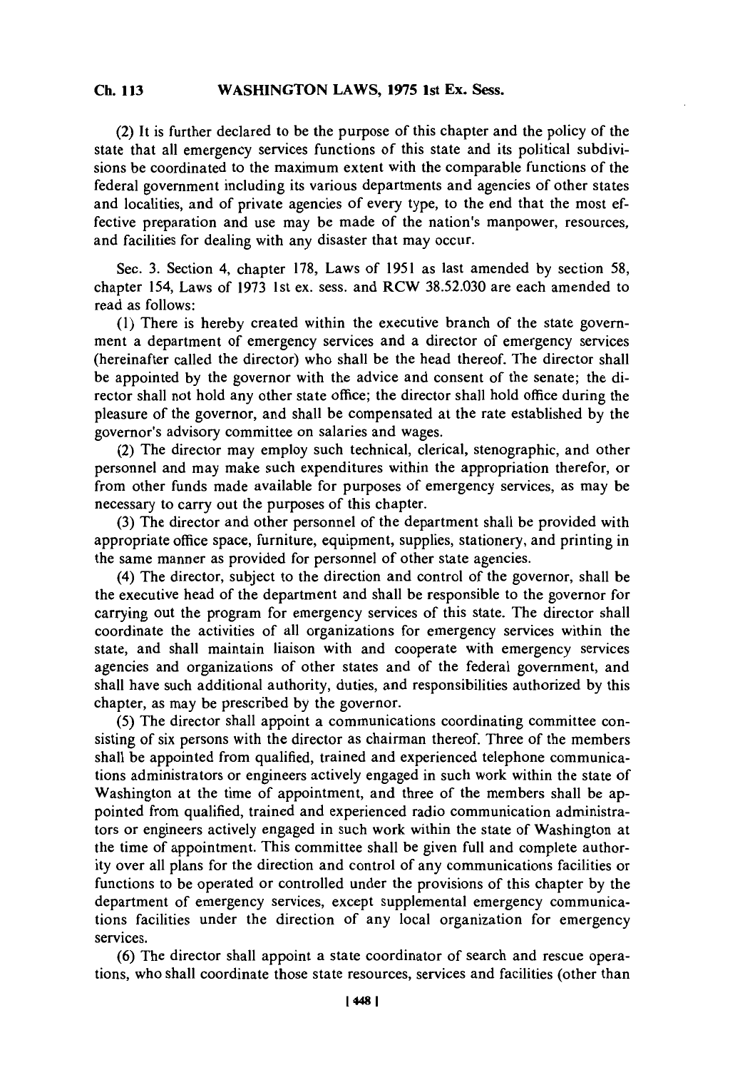(2) It is further declared to be the purpose of this chapter and the policy of the state that all emergency services functions of this state and its political subdivisions be coordinated to the maximum extent with the comparable functions of the federal government including its various departments and agencies of other states and localities, and of private agencies of every type, to the end that the most effective preparation and use may be made of the nation's manpower, resources, and facilities for dealing with any disaster that may occur.

Sec. 3. Section 4, chapter 178, Laws of 1951 as last amended by section 58, chapter 154, Laws of 1973 1st ex. sess. and RCW 38.52.030 are each amended to read as follows:

(1) There is hereby created within the executive branch of the state government a department of emergency services and a director of emergency services (hereinafter called the director) who shall be the head thereof. The director shall be appointed by the governor with the advice and consent of the senate; the director shall not hold any other state office; the director shall hold office during the pleasure of the governor, and shall be compensated at the rate established by the governor's advisory committee on salaries and wages.

(2) The director may employ such technical, clerical, stenographic, and other personnel and may make such expenditures within the appropriation therefor, or from other funds made available for purposes of emergency services, as may be necessary to carry out the purposes of this chapter.

(3) The director and other personnel of the department shall be provided with appropriate office space, furniture, equipment, supplies, stationery, and printing in the same manner as provided for personnel of other state agencies.

(4) The director, subject to the direction and control of the governor, shall be the executive head of the department and shall be responsible to the governor for carrying out the program for emergency services of this state. The director shall coordinate the activities of all organizations for emergency services within the state, and shall maintain liaison with and cooperate with emergency services agencies and organizations of other states and of the federal government, and shall have such additional authority, duties, and responsibilities authorized by this chapter, as may be prescribed by the governor.

(5) The director shall appoint a communications coordinating committee consisting of six persons with the director as chairman thereof. Three of the members shall be appointed from qualified, trained and experienced telephone communications administrators or engineers actively engaged in such work within the state of Washington at the time of appointment, and three of the members shall be appointed from qualified, trained and experienced radio communication administrators or engineers actively engaged in such work within the state of Washington at the time of appointment. This committee shall be given full and complete authority over all plans for the direction and control of any communications facilities or functions to be operated or controlled under the provisions of this chapter by the department of emergency services, except supplemental emergency communications facilities under the direction of any local organization for emergency services.

(6) The director shall appoint a state coordinator of search and rescue operations, who shall coordinate those state resources, services and facilities (other than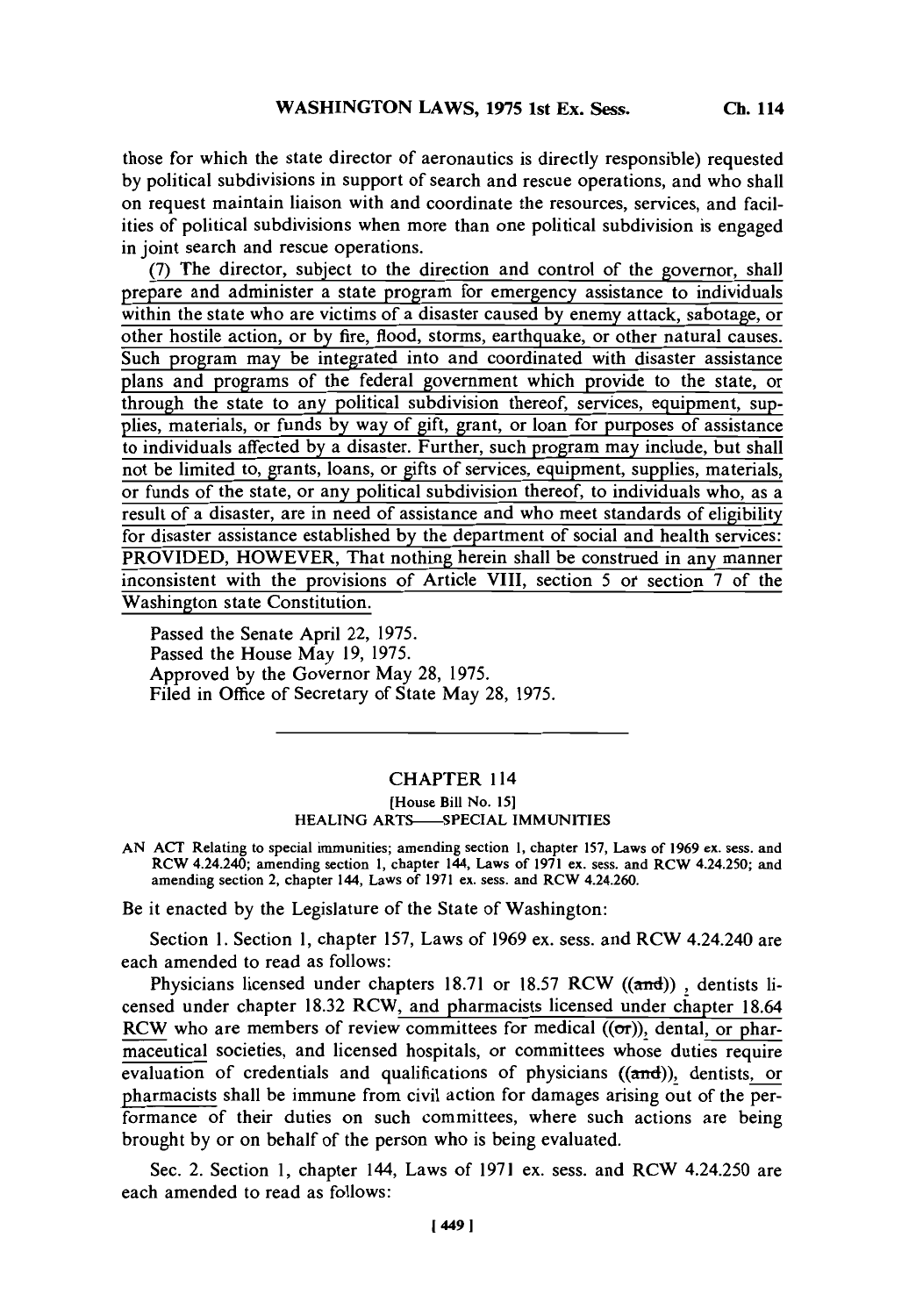those for which the state director of aeronautics is directly responsible) requested by political subdivisions in support of search and rescue operations, and who shall on request maintain liaison with and coordinate the resources, services, and facilities of political subdivisions when more than one political subdivision is engaged in joint search and rescue operations.

(7) The director, subject to the direction and control of the governor, shall prepare and administer a state program for emergency assistance to individuals within the state who are victims of a disaster caused by enemy attack, sabotage, or other hostile action, or by fire, flood, storms, earthquake, or other natural causes. Such program may be integrated into and coordinated with disaster assistance plans and programs of the federal government which provide to the state, or through the state to any political subdivision thereof, services, equipment, supplies, materials, or funds by way of gift, grant, or loan for purposes of assistance to individuals affected by a disaster. Further, such program may include, but shall not be limited to, grants, loans, or gifts of services, equipment, supplies, materials, or funds of the state, or any political subdivision thereof, to individuals who, as a result of a disaster, are in need of assistance and who meet standards of eligibility for disaster assistance established by the department of social and health services: PROVIDED, HOWEVER, That nothing herein shall be construed in any manner inconsistent with the provisions of Article VIII, section 5 or section 7 of the Washington state Constitution.

Passed the Senate April 22, 1975.
Passed the House May 19, 1975.
Approved by the Governor May 28, 1975.
Filed in Office of Secretary of State May 28, 1975.

---

## CHAPTER 114

[House Bill No. 15]

HEALING ARTS—SPECIAL IMMUNITIES

AN ACT Relating to special immunities; amending section 1, chapter 157, Laws of 1969 ex. sess. and RCW 4.24.240; amending section 1, chapter 144, Laws of 1971 ex. sess. and RCW 4.24.250; and amending section 2, chapter 144, Laws of 1971 ex. sess. and RCW 4.24.260.

Be it enacted by the Legislature of the State of Washington:

Section 1. Section 1, chapter 157, Laws of 1969 ex. sess. and RCW 4.24.240 are each amended to read as follows:

Physicians licensed under chapters 18.71 or 18.57 RCW ((~~and~~)) , dentists licensed under chapter 18.32 RCW, and pharmacists licensed under chapter 18.64 RCW who are members of review committees for medical ((~~or~~)), dental, or pharmaceutical societies, and licensed hospitals, or committees whose duties require evaluation of credentials and qualifications of physicians ((~~and~~)), dentists, or pharmacists shall be immune from civil action for damages arising out of the performance of their duties on such committees, where such actions are being brought by or on behalf of the person who is being evaluated.

Sec. 2. Section 1, chapter 144, Laws of 1971 ex. sess. and RCW 4.24.250 are each amended to read as follows: